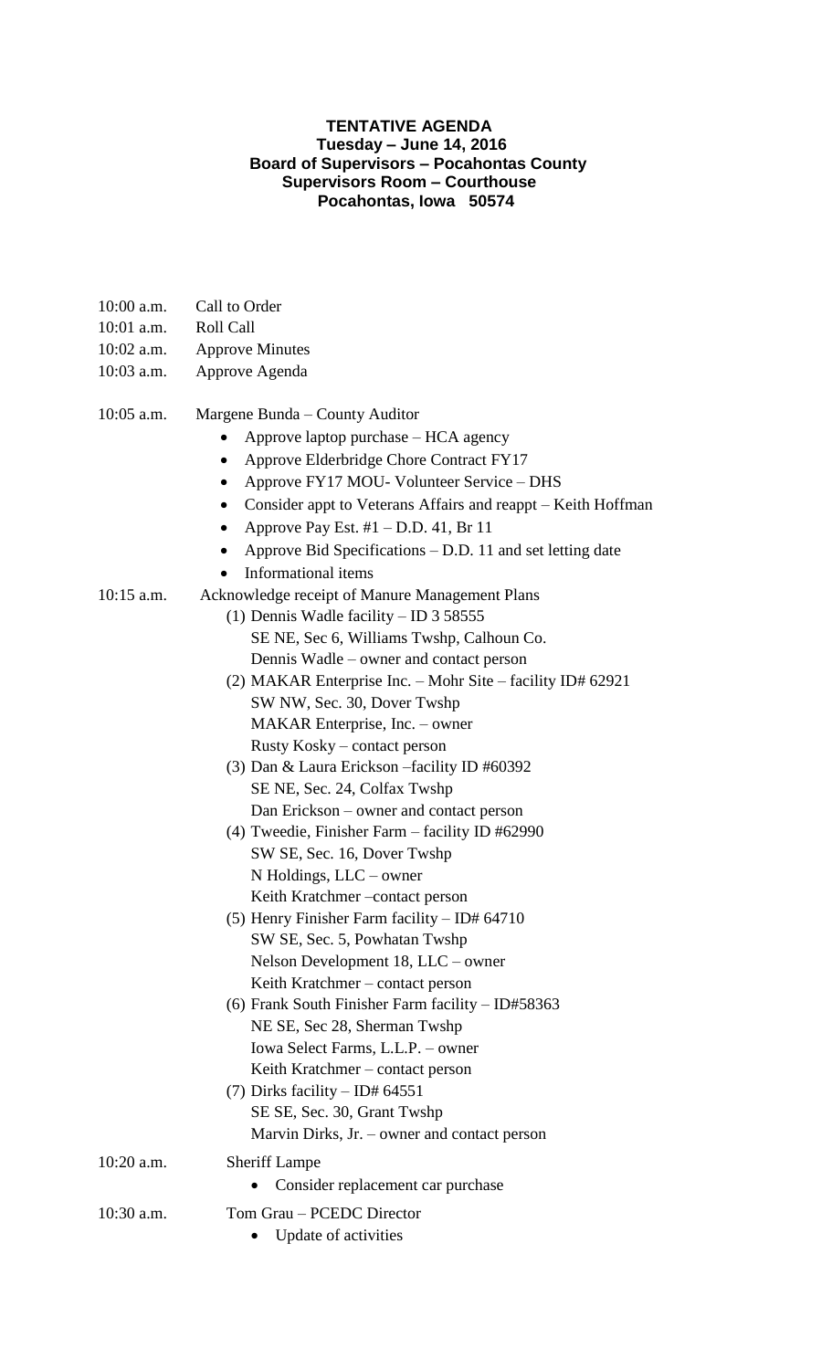**TENTATIVE AGENDA**
**Tuesday – June 14, 2016**
**Board of Supervisors – Pocahontas County**
**Supervisors Room – Courthouse**
**Pocahontas, Iowa 50574**

10:00 a.m. Call to Order

10:01 a.m. Roll Call

10:02 a.m. Approve Minutes

10:03 a.m. Approve Agenda

10:05 a.m. Margene Bunda – County Auditor

- Approve laptop purchase – HCA agency
- Approve Elderbridge Chore Contract FY17
- Approve FY17 MOU- Volunteer Service – DHS
- Consider appt to Veterans Affairs and reappt – Keith Hoffman
- Approve Pay Est. #1 – D.D. 41, Br 11
- Approve Bid Specifications – D.D. 11 and set letting date
- Informational items

10:15 a.m. Acknowledge receipt of Manure Management Plans

(1) Dennis Wadle facility – ID 3 58555
SE NE, Sec 6, Williams Twshp, Calhoun Co.
Dennis Wadle – owner and contact person

(2) MAKAR Enterprise Inc. – Mohr Site – facility ID# 62921
SW NW, Sec. 30, Dover Twshp
MAKAR Enterprise, Inc. – owner
Rusty Kosky – contact person

(3) Dan & Laura Erickson –facility ID #60392
SE NE, Sec. 24, Colfax Twshp
Dan Erickson – owner and contact person

(4) Tweedie, Finisher Farm – facility ID #62990
SW SE, Sec. 16, Dover Twshp
N Holdings, LLC – owner
Keith Kratchmer –contact person

(5) Henry Finisher Farm facility – ID# 64710
SW SE, Sec. 5, Powhatan Twshp
Nelson Development 18, LLC – owner
Keith Kratchmer – contact person

(6) Frank South Finisher Farm facility – ID#58363
NE SE, Sec 28, Sherman Twshp
Iowa Select Farms, L.L.P. – owner
Keith Kratchmer – contact person

(7) Dirks facility – ID# 64551
SE SE, Sec. 30, Grant Twshp
Marvin Dirks, Jr. – owner and contact person

10:20 a.m. Sheriff Lampe

- Consider replacement car purchase

10:30 a.m. Tom Grau – PCEDC Director

- Update of activities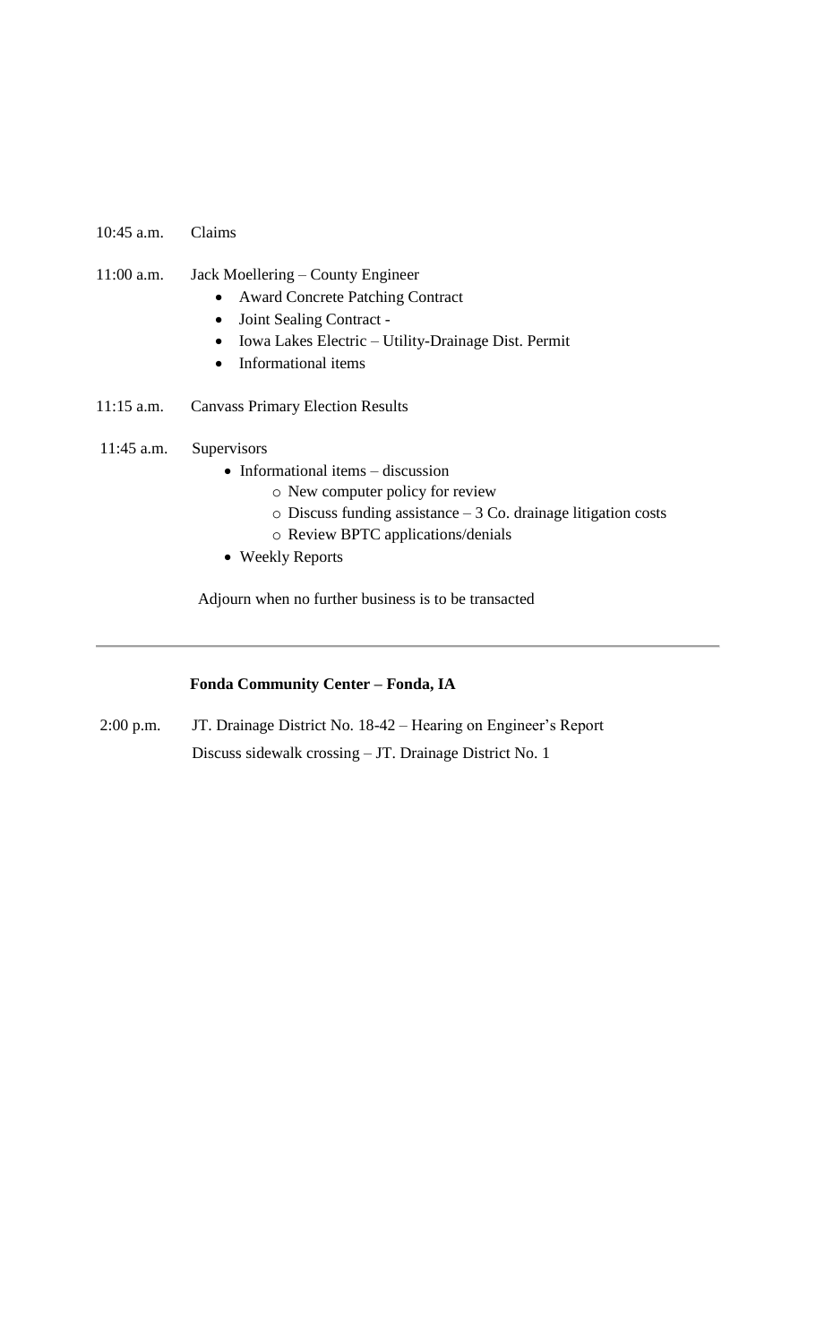10:45 a.m. Claims

11:00 a.m. Jack Moellering – County Engineer

- Award Concrete Patching Contract
- Joint Sealing Contract -
- Iowa Lakes Electric – Utility-Drainage Dist. Permit
- Informational items

11:15 a.m. Canvass Primary Election Results

11:45 a.m. Supervisors

- Informational items – discussion
  - New computer policy for review
  - Discuss funding assistance – 3 Co. drainage litigation costs
  - Review BPTC applications/denials
- Weekly Reports

Adjourn when no further business is to be transacted

---

**Fonda Community Center – Fonda, IA**

2:00 p.m. JT. Drainage District No. 18-42 – Hearing on Engineer's Report

Discuss sidewalk crossing – JT. Drainage District No. 1